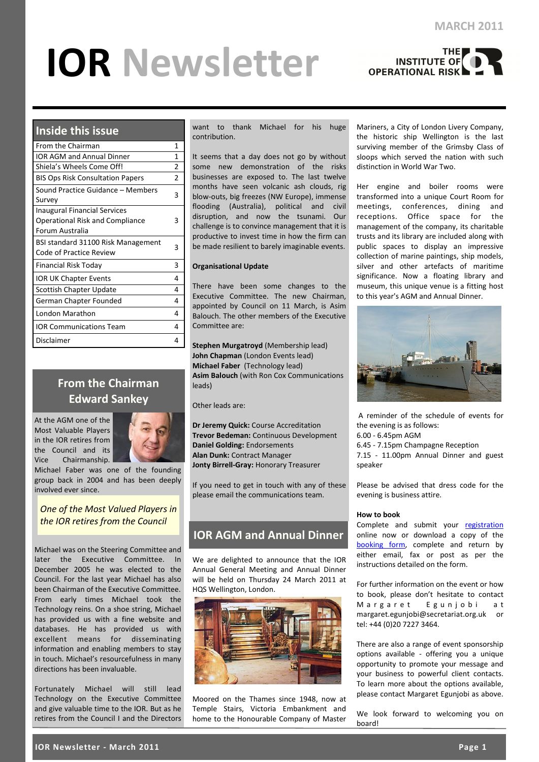MARCH 2011

# IOR Newsletter

## Inside this issue

| | |
|---|---|
| From the Chairman | 1 |
| IOR AGM and Annual Dinner | 1 |
| Shiela's Wheels Come Off! | 2 |
| BIS Ops Risk Consultation Papers | 2 |
| Sound Practice Guidance – Members Survey | 3 |
| Inaugural Financial Services Operational Risk and Compliance Forum Australia | 3 |
| BSI standard 31100 Risk Management Code of Practice Review | 3 |
| Financial Risk Today | 3 |
| IOR UK Chapter Events | 4 |
| Scottish Chapter Update | 4 |
| German Chapter Founded | 4 |
| London Marathon | 4 |
| IOR Communications Team | 4 |
| Disclaimer | 4 |

## From the Chairman Edward Sankey

At the AGM one of the Most Valuable Players in the IOR retires from the Council and its Vice Chairmanship. Michael Faber was one of the founding group back in 2004 and has been deeply involved ever since.

*One of the Most Valued Players in the IOR retires from the Council*

Michael was on the Steering Committee and later the Executive Committee. In December 2005 he was elected to the Council. For the last year Michael has also been Chairman of the Executive Committee. From early times Michael took the Technology reins. On a shoe string, Michael has provided us with a fine website and databases. He has provided us with excellent means for disseminating information and enabling members to stay in touch. Michael's resourcefulness in many directions has been invaluable.

Fortunately Michael will still lead Technology on the Executive Committee and give valuable time to the IOR. But as he retires from the Council I and the Directors want to thank Michael for his huge contribution.

It seems that a day does not go by without some new demonstration of the risks businesses are exposed to. The last twelve months have seen volcanic ash clouds, rig blow-outs, big freezes (NW Europe), immense flooding (Australia), political and civil disruption, and now the tsunami. Our challenge is to convince management that it is productive to invest time in how the firm can be made resilient to barely imaginable events.

**Organisational Update**

There have been some changes to the Executive Committee. The new Chairman, appointed by Council on 11 March, is Asim Balouch. The other members of the Executive Committee are:

**Stephen Murgatroyd** (Membership lead)
**John Chapman** (London Events lead)
**Michael Faber** (Technology lead)
**Asim Balouch** (with Ron Cox Communications leads)

Other leads are:

**Dr Jeremy Quick:** Course Accreditation
**Trevor Bedeman:** Continuous Development
**Daniel Golding:** Endorsements
**Alan Dunk:** Contract Manager
**Jonty Birrell-Gray:** Honorary Treasurer

If you need to get in touch with any of these please email the communications team.

## IOR AGM and Annual Dinner

We are delighted to announce that the IOR Annual General Meeting and Annual Dinner will be held on Thursday 24 March 2011 at HQS Wellington, London.

Moored on the Thames since 1948, now at Temple Stairs, Victoria Embankment and home to the Honourable Company of Master Mariners, a City of London Livery Company, the historic ship Wellington is the last surviving member of the Grimsby Class of sloops which served the nation with such distinction in World War Two.

Her engine and boiler rooms were transformed into a unique Court Room for meetings, conferences, dining and receptions. Office space for the management of the company, its charitable trusts and its library are included along with public spaces to display an impressive collection of marine paintings, ship models, silver and other artefacts of maritime significance. Now a floating library and museum, this unique venue is a fitting host to this year's AGM and Annual Dinner.

A reminder of the schedule of events for the evening is as follows:
6.00 - 6.45pm AGM
6.45 - 7.15pm Champagne Reception
7.15 - 11.00pm Annual Dinner and guest speaker

Please be advised that dress code for the evening is business attire.

**How to book**

Complete and submit your registration online now or download a copy of the booking form, complete and return by either email, fax or post as per the instructions detailed on the form.

For further information on the event or how to book, please don't hesitate to contact Margaret Egunjobi at margaret.egunjobi@secretariat.org.uk or tel: +44 (0)20 7227 3464.

There are also a range of event sponsorship options available - offering you a unique opportunity to promote your message and your business to powerful client contacts. To learn more about the options available, please contact Margaret Egunjobi as above.

We look forward to welcoming you on board!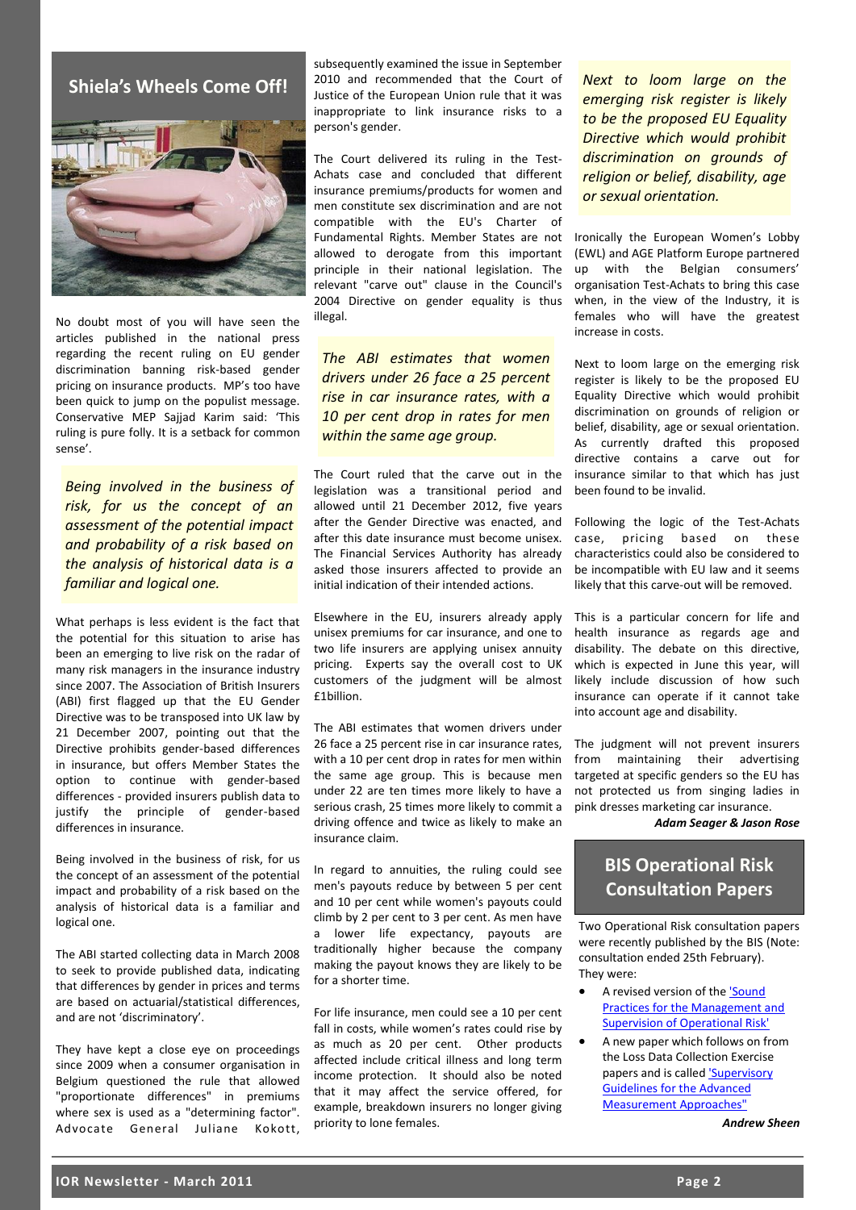## Shiela's Wheels Come Off!

No doubt most of you will have seen the articles published in the national press regarding the recent ruling on EU gender discrimination banning risk-based gender pricing on insurance products. MP's too have been quick to jump on the populist message. Conservative MEP Sajjad Karim said: 'This ruling is pure folly. It is a setback for common sense'.

> *Being involved in the business of risk, for us the concept of an assessment of the potential impact and probability of a risk based on the analysis of historical data is a familiar and logical one.*

What perhaps is less evident is the fact that the potential for this situation to arise has been an emerging to live risk on the radar of many risk managers in the insurance industry since 2007. The Association of British Insurers (ABI) first flagged up that the EU Gender Directive was to be transposed into UK law by 21 December 2007, pointing out that the Directive prohibits gender-based differences in insurance, but offers Member States the option to continue with gender-based differences - provided insurers publish data to justify the principle of gender-based differences in insurance.

Being involved in the business of risk, for us the concept of an assessment of the potential impact and probability of a risk based on the analysis of historical data is a familiar and logical one.

The ABI started collecting data in March 2008 to seek to provide published data, indicating that differences by gender in prices and terms are based on actuarial/statistical differences, and are not 'discriminatory'.

They have kept a close eye on proceedings since 2009 when a consumer organisation in Belgium questioned the rule that allowed "proportionate differences" in premiums where sex is used as a "determining factor". Advocate General Juliane Kokott, subsequently examined the issue in September 2010 and recommended that the Court of Justice of the European Union rule that it was inappropriate to link insurance risks to a person's gender.

The Court delivered its ruling in the Test-Achats case and concluded that different insurance premiums/products for women and men constitute sex discrimination and are not compatible with the EU's Charter of Fundamental Rights. Member States are not allowed to derogate from this important principle in their national legislation. The relevant "carve out" clause in the Council's 2004 Directive on gender equality is thus illegal.

> *The ABI estimates that women drivers under 26 face a 25 percent rise in car insurance rates, with a 10 per cent drop in rates for men within the same age group.*

The Court ruled that the carve out in the legislation was a transitional period and allowed until 21 December 2012, five years after the Gender Directive was enacted, and after this date insurance must become unisex. The Financial Services Authority has already asked those insurers affected to provide an initial indication of their intended actions.

Elsewhere in the EU, insurers already apply unisex premiums for car insurance, and one to two life insurers are applying unisex annuity pricing. Experts say the overall cost to UK customers of the judgment will be almost £1billion.

The ABI estimates that women drivers under 26 face a 25 percent rise in car insurance rates, with a 10 per cent drop in rates for men within the same age group. This is because men under 22 are ten times more likely to have a serious crash, 25 times more likely to commit a driving offence and twice as likely to make an insurance claim.

In regard to annuities, the ruling could see men's payouts reduce by between 5 per cent and 10 per cent while women's payouts could climb by 2 per cent to 3 per cent. As men have a lower life expectancy, payouts are traditionally higher because the company making the payout knows they are likely to be for a shorter time.

For life insurance, men could see a 10 per cent fall in costs, while women's rates could rise by as much as 20 per cent. Other products affected include critical illness and long term income protection. It should also be noted that it may affect the service offered, for example, breakdown insurers no longer giving priority to lone females.

> *Next to loom large on the emerging risk register is likely to be the proposed EU Equality Directive which would prohibit discrimination on grounds of religion or belief, disability, age or sexual orientation.*

Ironically the European Women's Lobby (EWL) and AGE Platform Europe partnered up with the Belgian consumers' organisation Test-Achats to bring this case when, in the view of the Industry, it is females who will have the greatest increase in costs.

Next to loom large on the emerging risk register is likely to be the proposed EU Equality Directive which would prohibit discrimination on grounds of religion or belief, disability, age or sexual orientation. As currently drafted this proposed directive contains a carve out for insurance similar to that which has just been found to be invalid.

Following the logic of the Test-Achats case, pricing based on these characteristics could also be considered to be incompatible with EU law and it seems likely that this carve-out will be removed.

This is a particular concern for life and health insurance as regards age and disability. The debate on this directive, which is expected in June this year, will likely include discussion of how such insurance can operate if it cannot take into account age and disability.

The judgment will not prevent insurers from maintaining their advertising targeted at specific genders so the EU has not protected us from singing ladies in pink dresses marketing car insurance.

***Adam Seager & Jason Rose***

## BIS Operational Risk Consultation Papers

Two Operational Risk consultation papers were recently published by the BIS (Note: consultation ended 25th February). They were:

- A revised version of the 'Sound Practices for the Management and Supervision of Operational Risk'
- A new paper which follows on from the Loss Data Collection Exercise papers and is called 'Supervisory Guidelines for the Advanced Measurement Approaches"

***Andrew Sheen***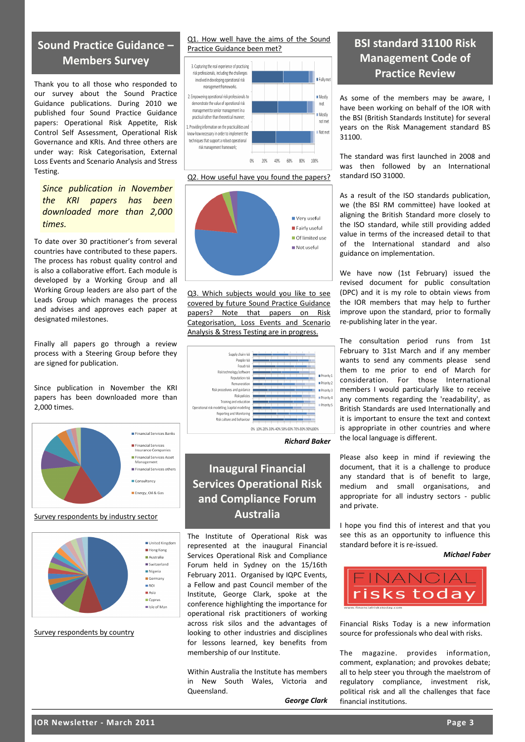## Sound Practice Guidance – Members Survey

Thank you to all those who responded to our survey about the Sound Practice Guidance publications. During 2010 we published four Sound Practice Guidance papers: Operational Risk Appetite, Risk Control Self Assessment, Operational Risk Governance and KRIs. And three others are under way: Risk Categorisation, External Loss Events and Scenario Analysis and Stress Testing.

*Since publication in November the KRI papers has been downloaded more than 2,000 times.*

To date over 30 practitioner's from several countries have contributed to these papers. The process has robust quality control and is also a collaborative effort. Each module is developed by a Working Group and all Working Group leaders are also part of the Leads Group which manages the process and advises and approves each paper at designated milestones.

Finally all papers go through a review process with a Steering Group before they are signed for publication.

Since publication in November the KRI papers has been downloaded more than 2,000 times.

Financial Services Banks
Financial Services Insurance Companies
Financial Services Asset Management
Financial Services others
Consultancy
Energy, Oil & Gas

Survey respondents by industry sector

United Kingdom
Hong Kong
Australia
Switzerland
Nigeria
Germany
ROI
Asia
Cyprus
Isle of Man

Survey respondents by country

Q1. How well have the aims of the Sound Practice Guidance been met?

3. Capturing the real experience of practising risk professionals, including the challenges involved in developing operational risk management frameworks.
2. Empowering operational risk professionals to demonstrate the value of operational risk management to senior management in a practical rather than theoretical manner;
1. Providing information on the practicalities and know-how necessary in order to implement the techniques that support a robust operational risk management framework;

Fully met
Mostly met
Mostly not met
Not met

0% 20% 40% 60% 80% 100%

Q2. How useful have you found the papers?

Very useful
Fairly useful
Of limited use
Not useful

Q3. Which subjects would you like to see covered by future Sound Practice Guidance papers? Note that papers on Risk Categorisation, Loss Events and Scenario Analysis & Stress Testing are in progress.

Supply chain risk
People risk
Fraud risk
Risk technology/software
Reputation risk
Remuneration
Risk procedures and guidance
Risk policies
Training and education
Operational risk modelling /capital modelling
Reporting and Monitoring
Risk culture and behaviour

Priority 1
Priority 2
Priority 3
Priority 4
Priority 5

0% 10% 20% 30% 40% 50% 60% 70% 80% 90% 100%

***Richard Baker***

## Inaugural Financial Services Operational Risk and Compliance Forum Australia

The Institute of Operational Risk was represented at the inaugural Financial Services Operational Risk and Compliance Forum held in Sydney on the 15/16th February 2011. Organised by IQPC Events, a Fellow and past Council member of the Institute, George Clark, spoke at the conference highlighting the importance for operational risk practitioners of working across risk silos and the advantages of looking to other industries and disciplines for lessons learned, key benefits from membership of our Institute.

Within Australia the Institute has members in New South Wales, Victoria and Queensland.

***George Clark***

## BSI standard 31100 Risk Management Code of Practice Review

As some of the members may be aware, I have been working on behalf of the IOR with the BSI (British Standards Institute) for several years on the Risk Management standard BS 31100.

The standard was first launched in 2008 and was then followed by an International standard ISO 31000.

As a result of the ISO standards publication, we (the BSI RM committee) have looked at aligning the British Standard more closely to the ISO standard, while still providing added value in terms of the increased detail to that of the International standard and also guidance on implementation.

We have now (1st February) issued the revised document for public consultation (DPC) and it is my role to obtain views from the IOR members that may help to further improve upon the standard, prior to formally re-publishing later in the year.

The consultation period runs from 1st February to 31st March and if any member wants to send any comments please send them to me prior to end of March for consideration. For those International members I would particularly like to receive any comments regarding the 'readability', as British Standards are used Internationally and it is important to ensure the text and context is appropriate in other countries and where the local language is different.

Please also keep in mind if reviewing the document, that it is a challenge to produce any standard that is of benefit to large, medium and small organisations, and appropriate for all industry sectors - public and private.

I hope you find this of interest and that you see this as an opportunity to influence this standard before it is re-issued.

***Michael Faber***

FINANCIAL risks today
www.financialriskstoday.com

Financial Risks Today is a new information source for professionals who deal with risks.

The magazine. provides information, comment, explanation; and provokes debate; all to help steer you through the maelstrom of regulatory compliance, investment risk, political risk and all the challenges that face financial institutions.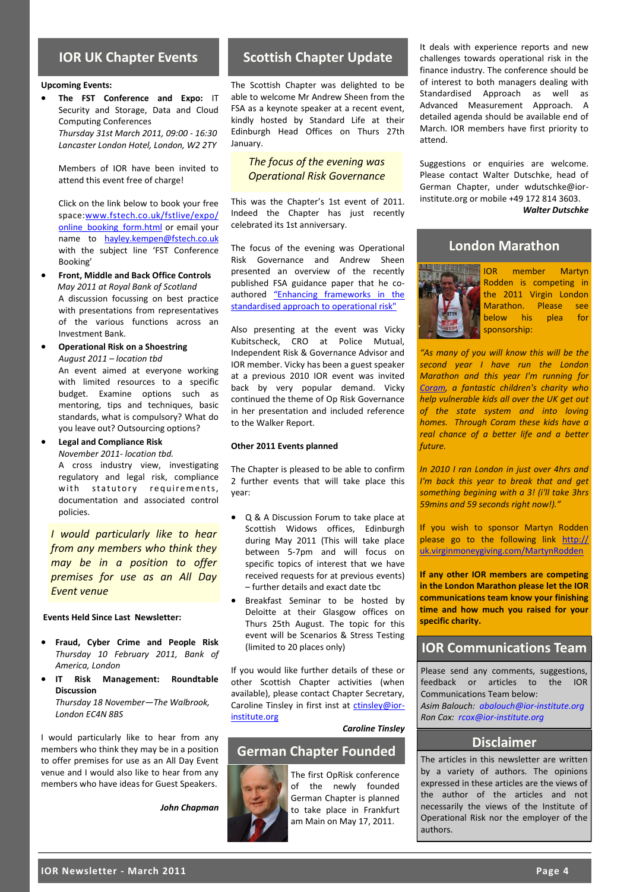## IOR UK Chapter Events

**Upcoming Events:**

- **The FST Conference and Expo:** IT Security and Storage, Data and Cloud Computing Conferences
  *Thursday 31st March 2011, 09:00 - 16:30*
  *Lancaster London Hotel, London, W2 2TY*

  Members of IOR have been invited to attend this event free of charge!

  Click on the link below to book your free space:www.fstech.co.uk/fstlive/expo/online_booking_form.html or email your name to hayley.kempen@fstech.co.uk with the subject line 'FST Conference Booking'

- **Front, Middle and Back Office Controls**
  *May 2011 at Royal Bank of Scotland*
  A discussion focussing on best practice with presentations from representatives of the various functions across an Investment Bank.

- **Operational Risk on a Shoestring**
  *August 2011 – location tbd*
  An event aimed at everyone working with limited resources to a specific budget. Examine options such as mentoring, tips and techniques, basic standards, what is compulsory? What do you leave out? Outsourcing options?

- **Legal and Compliance Risk**
  *November 2011- location tbd.*
  A cross industry view, investigating regulatory and legal risk, compliance with statutory requirements, documentation and associated control policies.

*I would particularly like to hear from any members who think they may be in a position to offer premises for use as an All Day Event venue*

**Events Held Since Last Newsletter:**

- **Fraud, Cyber Crime and People Risk**
  *Thursday 10 February 2011, Bank of America, London*
- **IT Risk Management: Roundtable Discussion**
  *Thursday 18 November—The Walbrook, London EC4N 8BS*

I would particularly like to hear from any members who think they may be in a position to offer premises for use as an All Day Event venue and I would also like to hear from any members who have ideas for Guest Speakers.

***John Chapman***

## Scottish Chapter Update

The Scottish Chapter was delighted to be able to welcome Mr Andrew Sheen from the FSA as a keynote speaker at a recent event, kindly hosted by Standard Life at their Edinburgh Head Offices on Thurs 27th January.

*The focus of the evening was Operational Risk Governance*

This was the Chapter's 1st event of 2011. Indeed the Chapter has just recently celebrated its 1st anniversary.

The focus of the evening was Operational Risk Governance and Andrew Sheen presented an overview of the recently published FSA guidance paper that he co-authored "Enhancing frameworks in the standardised approach to operational risk"

Also presenting at the event was Vicky Kubitscheck, CRO at Police Mutual, Independent Risk & Governance Advisor and IOR member. Vicky has been a guest speaker at a previous 2010 IOR event was invited back by very popular demand. Vicky continued the theme of Op Risk Governance in her presentation and included reference to the Walker Report.

**Other 2011 Events planned**

The Chapter is pleased to be able to confirm 2 further events that will take place this year:

- Q & A Discussion Forum to take place at Scottish Widows offices, Edinburgh during May 2011 (This will take place between 5-7pm and will focus on specific topics of interest that we have received requests for at previous events) – further details and exact date tbc
- Breakfast Seminar to be hosted by Deloitte at their Glasgow offices on Thurs 25th August. The topic for this event will be Scenarios & Stress Testing (limited to 20 places only)

If you would like further details of these or other Scottish Chapter activities (when available), please contact Chapter Secretary, Caroline Tinsley in first inst at ctinsley@ior-institute.org

***Caroline Tinsley***

## German Chapter Founded

The first OpRisk conference of the newly founded German Chapter is planned to take place in Frankfurt am Main on May 17, 2011.

It deals with experience reports and new challenges towards operational risk in the finance industry. The conference should be of interest to both managers dealing with Standardised Approach as well as Advanced Measurement Approach. A detailed agenda should be available end of March. IOR members have first priority to attend.

Suggestions or enquiries are welcome. Please contact Walter Dutschke, head of German Chapter, under wdutschke@ior-institute.org or mobile +49 172 814 3603.

***Walter Dutschke***

## London Marathon

IOR member Martyn Rodden is competing in the 2011 Virgin London Marathon. Please see below his plea for sponsorship:

*"As many of you will know this will be the second year I have run the London Marathon and this year I'm running for Coram, a fantastic children's charity who help vulnerable kids all over the UK get out of the state system and into loving homes. Through Coram these kids have a real chance of a better life and a better future.*

*In 2010 I ran London in just over 4hrs and I'm back this year to break that and get something begining with a 3! (i'll take 3hrs 59mins and 59 seconds right now!)."*

If you wish to sponsor Martyn Rodden please go to the following link http://uk.virginmoneygiving.com/MartynRodden

**If any other IOR members are competing in the London Marathon please let the IOR communications team know your finishing time and how much you raised for your specific charity.**

## IOR Communications Team

Please send any comments, suggestions, feedback or articles to the IOR Communications Team below:

*Asim Balouch: abalouch@ior-institute.org*
*Ron Cox: rcox@ior-institute.org*

## Disclaimer

The articles in this newsletter are written by a variety of authors. The opinions expressed in these articles are the views of the author of the articles and not necessarily the views of the Institute of Operational Risk nor the employer of the authors.